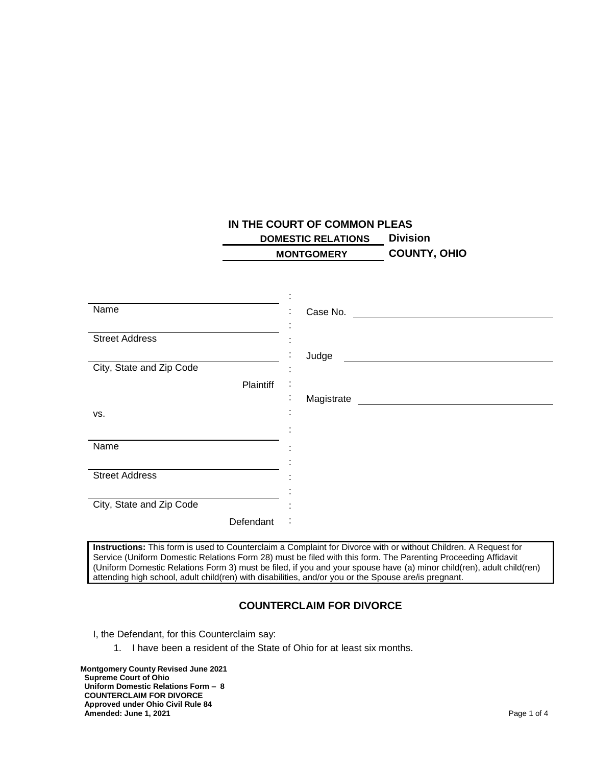**IN THE COURT OF COMMON PLEAS**

**DOMESTIC RELATIONS Division**

**MONTGOMERY COUNTY, OHIO**

| | | |
|---|---|---|
| ______________________ Name | : | Case No. ______________________ |
| ______________________ Street Address | : | |
| ______________________ City, State and Zip Code | : | Judge ______________________ |
| Plaintiff | : | |
| | : | Magistrate ______________________ |
| vs. | : | |
| ______________________ Name | : | |
| ______________________ Street Address | : | |
| ______________________ City, State and Zip Code | : | |
| Defendant | : | |

**Instructions:** This form is used to Counterclaim a Complaint for Divorce with or without Children. A Request for Service (Uniform Domestic Relations Form 28) must be filed with this form. The Parenting Proceeding Affidavit (Uniform Domestic Relations Form 3) must be filed, if you and your spouse have (a) minor child(ren), adult child(ren) attending high school, adult child(ren) with disabilities, and/or you or the Spouse are/is pregnant.

## COUNTERCLAIM FOR DIVORCE

I, the Defendant, for this Counterclaim say:

1. I have been a resident of the State of Ohio for at least six months.

**Montgomery County Revised June 2021**
**Supreme Court of Ohio**
**Uniform Domestic Relations Form – 8**
**COUNTERCLAIM FOR DIVORCE**
**Approved under Ohio Civil Rule 84**
**Amended: June 1, 2021**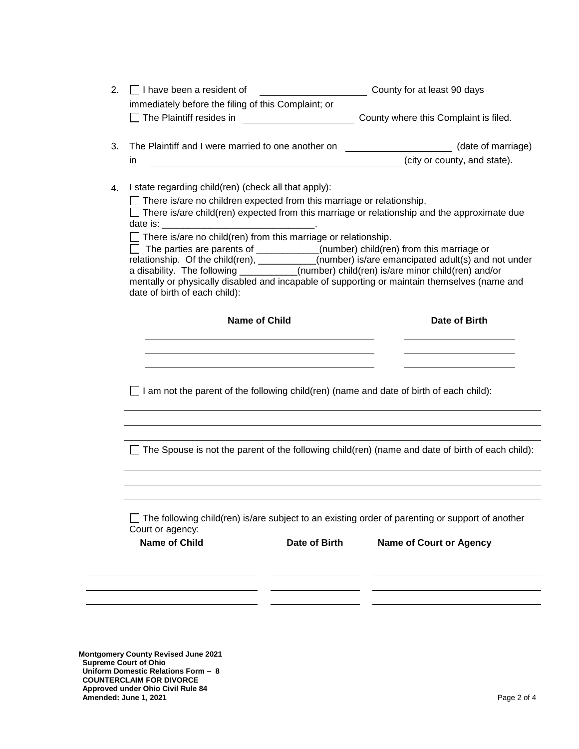2. ☐ I have been a resident of ____________________ County for at least 90 days immediately before the filing of this Complaint; or
   ☐ The Plaintiff resides in ____________________ County where this Complaint is filed.

3. The Plaintiff and I were married to one another on ____________________ (date of marriage) in ________________________________________________ (city or county, and state).

4. I state regarding child(ren) (check all that apply):
   ☐ There is/are no children expected from this marriage or relationship.
   ☐ There is/are child(ren) expected from this marriage or relationship and the approximate due date is: ____________________________.
   ☐ There is/are no child(ren) from this marriage or relationship.
   ☐ The parties are parents of ____________(number) child(ren) from this marriage or relationship. Of the child(ren), ___________(number) is/are emancipated adult(s) and not under a disability. The following ___________(number) child(ren) is/are minor child(ren) and/or mentally or physically disabled and incapable of supporting or maintain themselves (name and date of birth of each child):

| Name of Child | Date of Birth |
|---|---|
| | |
| | |
| | |

   ☐ I am not the parent of the following child(ren) (name and date of birth of each child):

   ______________________________________________________________________

   ______________________________________________________________________

   ______________________________________________________________________

   ☐ The Spouse is not the parent of the following child(ren) (name and date of birth of each child):

   ______________________________________________________________________

   ______________________________________________________________________

   ______________________________________________________________________

   ☐ The following child(ren) is/are subject to an existing order of parenting or support of another Court or agency:

| Name of Child | Date of Birth | Name of Court or Agency |
|---|---|---|
| | | |
| | | |
| | | |
| | | |

**Montgomery County Revised June 2021**
**Supreme Court of Ohio**
**Uniform Domestic Relations Form – 8**
**COUNTERCLAIM FOR DIVORCE**
**Approved under Ohio Civil Rule 84**
**Amended: June 1, 2021**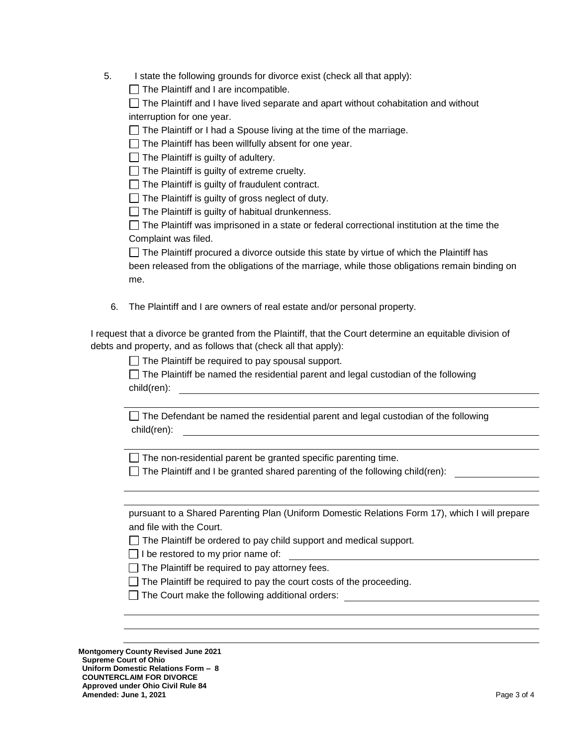5. I state the following grounds for divorce exist (check all that apply):

   ☐ The Plaintiff and I are incompatible.

   ☐ The Plaintiff and I have lived separate and apart without cohabitation and without interruption for one year.

   ☐ The Plaintiff or I had a Spouse living at the time of the marriage.

   ☐ The Plaintiff has been willfully absent for one year.

   ☐ The Plaintiff is guilty of adultery.

   ☐ The Plaintiff is guilty of extreme cruelty.

   ☐ The Plaintiff is guilty of fraudulent contract.

   ☐ The Plaintiff is guilty of gross neglect of duty.

   ☐ The Plaintiff is guilty of habitual drunkenness.

   ☐ The Plaintiff was imprisoned in a state or federal correctional institution at the time the Complaint was filed.

   ☐ The Plaintiff procured a divorce outside this state by virtue of which the Plaintiff has been released from the obligations of the marriage, while those obligations remain binding on me.

6. The Plaintiff and I are owners of real estate and/or personal property.

I request that a divorce be granted from the Plaintiff, that the Court determine an equitable division of debts and property, and as follows that (check all that apply):

☐ The Plaintiff be required to pay spousal support.

☐ The Plaintiff be named the residential parent and legal custodian of the following child(ren): \_\_\_\_\_\_\_\_\_\_\_\_\_\_\_\_\_\_\_\_\_\_\_\_\_\_\_\_\_\_\_\_\_\_\_\_\_\_\_\_

\_\_\_\_\_\_\_\_\_\_\_\_\_\_\_\_\_\_\_\_\_\_\_\_\_\_\_\_\_\_\_\_\_\_\_\_\_\_\_\_\_\_\_\_\_\_\_\_\_\_\_\_

☐ The Defendant be named the residential parent and legal custodian of the following child(ren): \_\_\_\_\_\_\_\_\_\_\_\_\_\_\_\_\_\_\_\_\_\_\_\_\_\_\_\_\_\_\_\_\_\_\_\_\_\_\_\_

\_\_\_\_\_\_\_\_\_\_\_\_\_\_\_\_\_\_\_\_\_\_\_\_\_\_\_\_\_\_\_\_\_\_\_\_\_\_\_\_\_\_\_\_\_\_\_\_\_\_\_\_

☐ The non-residential parent be granted specific parenting time.

☐ The Plaintiff and I be granted shared parenting of the following child(ren): \_\_\_\_\_\_\_\_\_\_\_\_\_\_\_\_

\_\_\_\_\_\_\_\_\_\_\_\_\_\_\_\_\_\_\_\_\_\_\_\_\_\_\_\_\_\_\_\_\_\_\_\_\_\_\_\_\_\_\_\_\_\_\_\_\_\_\_\_

\_\_\_\_\_\_\_\_\_\_\_\_\_\_\_\_\_\_\_\_\_\_\_\_\_\_\_\_\_\_\_\_\_\_\_\_\_\_\_\_\_\_\_\_\_\_\_\_\_\_\_\_

pursuant to a Shared Parenting Plan (Uniform Domestic Relations Form 17), which I will prepare and file with the Court.

☐ The Plaintiff be ordered to pay child support and medical support.

☐ I be restored to my prior name of: \_\_\_\_\_\_\_\_\_\_\_\_\_\_\_\_\_\_\_\_\_\_\_\_\_\_\_\_\_\_\_\_\_\_\_\_\_\_\_\_

☐ The Plaintiff be required to pay attorney fees.

☐ The Plaintiff be required to pay the court costs of the proceeding.

☐ The Court make the following additional orders: \_\_\_\_\_\_\_\_\_\_\_\_\_\_\_\_\_\_\_\_\_\_\_\_\_\_\_\_\_\_\_\_

\_\_\_\_\_\_\_\_\_\_\_\_\_\_\_\_\_\_\_\_\_\_\_\_\_\_\_\_\_\_\_\_\_\_\_\_\_\_\_\_\_\_\_\_\_\_\_\_\_\_\_\_

\_\_\_\_\_\_\_\_\_\_\_\_\_\_\_\_\_\_\_\_\_\_\_\_\_\_\_\_\_\_\_\_\_\_\_\_\_\_\_\_\_\_\_\_\_\_\_\_\_\_\_\_

\_\_\_\_\_\_\_\_\_\_\_\_\_\_\_\_\_\_\_\_\_\_\_\_\_\_\_\_\_\_\_\_\_\_\_\_\_\_\_\_\_\_\_\_\_\_\_\_\_\_\_\_

**Montgomery County Revised June 2021**
**Supreme Court of Ohio**
**Uniform Domestic Relations Form – 8**
**COUNTERCLAIM FOR DIVORCE**
**Approved under Ohio Civil Rule 84**
**Amended: June 1, 2021**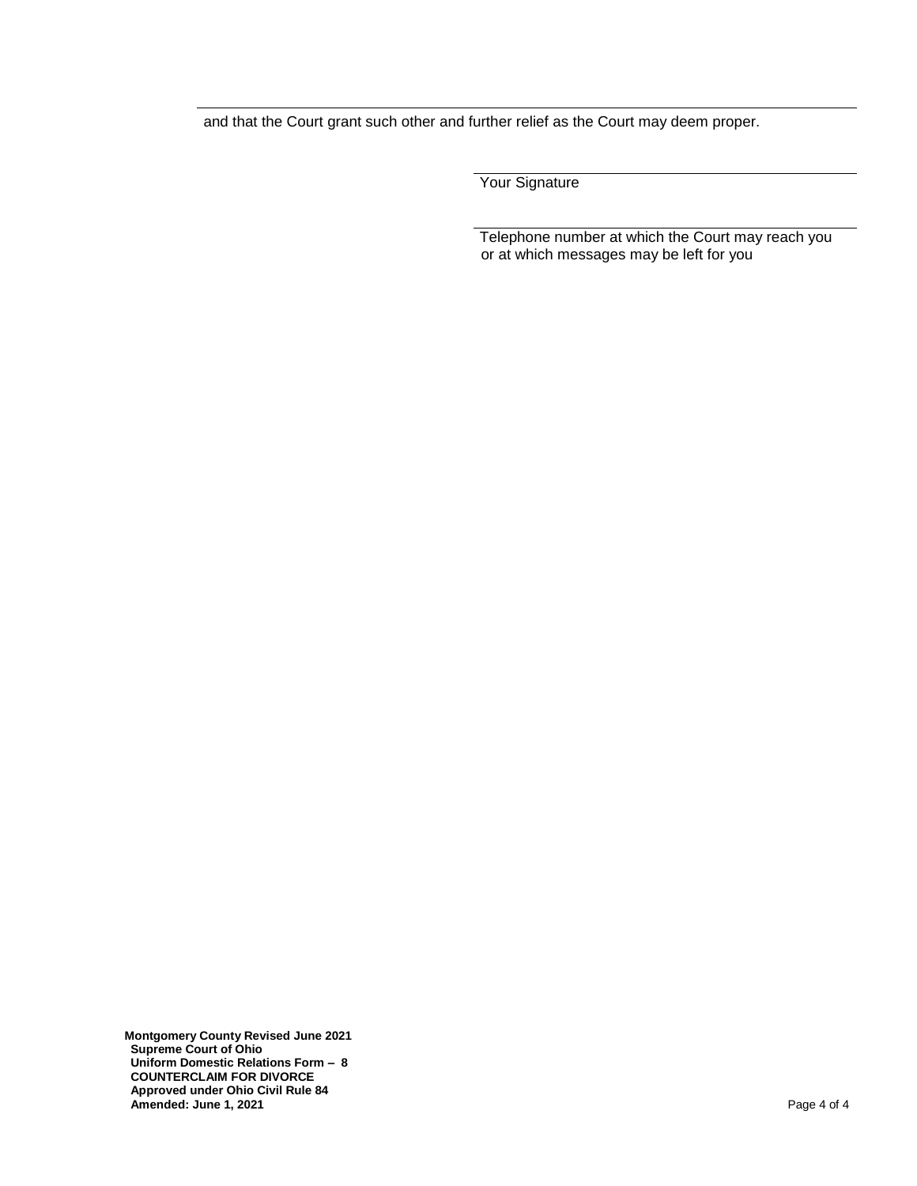\_\_\_\_\_\_\_\_\_\_\_\_\_\_\_\_\_\_\_\_\_\_\_\_\_\_\_\_\_\_\_\_\_\_\_\_\_\_\_\_\_\_\_\_\_\_\_\_\_\_\_\_\_\_\_\_\_\_\_\_\_\_\_\_\_\_\_\_\_\_\_\_

and that the Court grant such other and further relief as the Court may deem proper.

\_\_\_\_\_\_\_\_\_\_\_\_\_\_\_\_\_\_\_\_\_\_\_\_\_\_\_\_\_\_\_\_\_\_\_\_\_\_\_\_
Your Signature

\_\_\_\_\_\_\_\_\_\_\_\_\_\_\_\_\_\_\_\_\_\_\_\_\_\_\_\_\_\_\_\_\_\_\_\_\_\_\_\_
Telephone number at which the Court may reach you or at which messages may be left for you

**Montgomery County Revised June 2021**
**Supreme Court of Ohio**
**Uniform Domestic Relations Form – 8**
**COUNTERCLAIM FOR DIVORCE**
**Approved under Ohio Civil Rule 84**
**Amended: June 1, 2021**